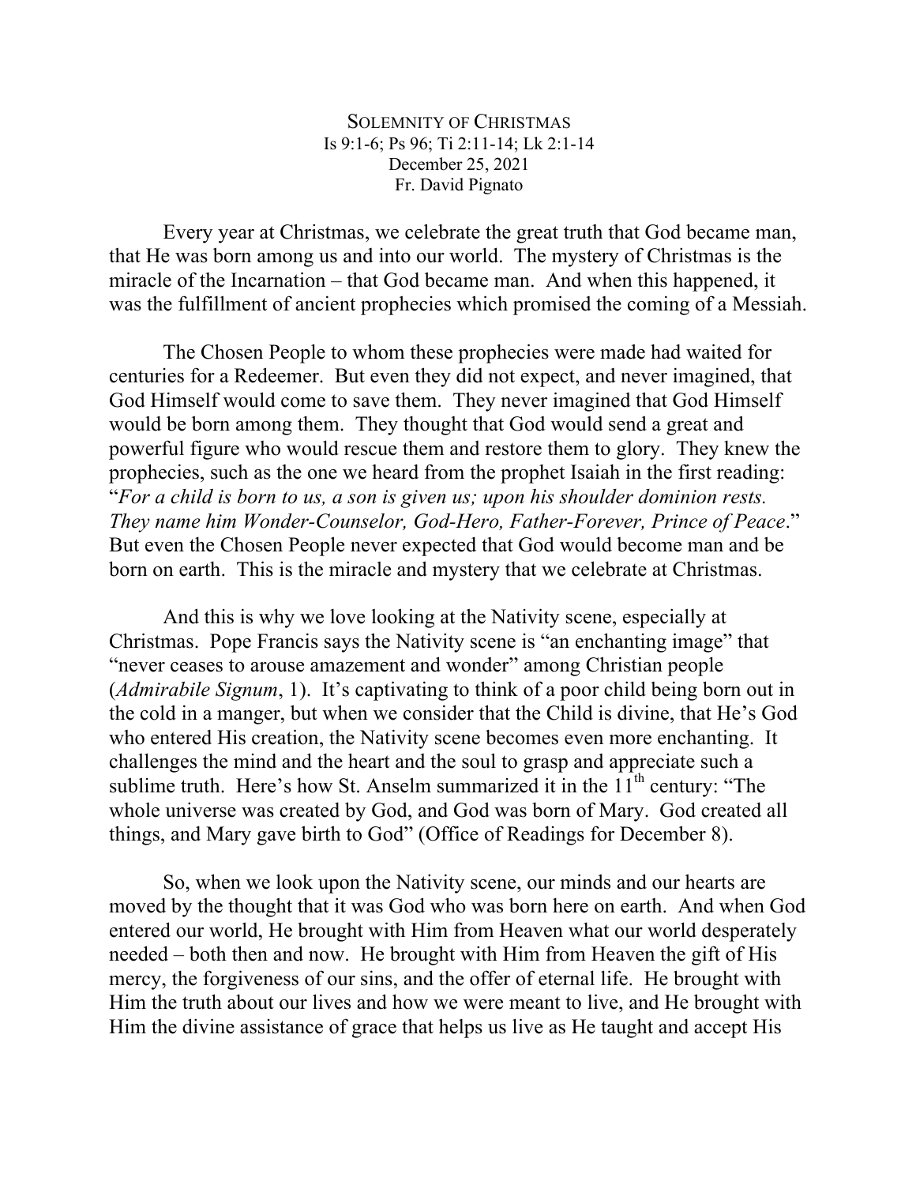# SOLEMNITY OF CHRISTMAS

Is 9:1-6; Ps 96; Ti 2:11-14; Lk 2:1-14
December 25, 2021
Fr. David Pignato

Every year at Christmas, we celebrate the great truth that God became man, that He was born among us and into our world. The mystery of Christmas is the miracle of the Incarnation – that God became man. And when this happened, it was the fulfillment of ancient prophecies which promised the coming of a Messiah.

The Chosen People to whom these prophecies were made had waited for centuries for a Redeemer. But even they did not expect, and never imagined, that God Himself would come to save them. They never imagined that God Himself would be born among them. They thought that God would send a great and powerful figure who would rescue them and restore them to glory. They knew the prophecies, such as the one we heard from the prophet Isaiah in the first reading: "*For a child is born to us, a son is given us; upon his shoulder dominion rests. They name him Wonder-Counselor, God-Hero, Father-Forever, Prince of Peace*." But even the Chosen People never expected that God would become man and be born on earth. This is the miracle and mystery that we celebrate at Christmas.

And this is why we love looking at the Nativity scene, especially at Christmas. Pope Francis says the Nativity scene is "an enchanting image" that "never ceases to arouse amazement and wonder" among Christian people (*Admirabile Signum*, 1). It's captivating to think of a poor child being born out in the cold in a manger, but when we consider that the Child is divine, that He's God who entered His creation, the Nativity scene becomes even more enchanting. It challenges the mind and the heart and the soul to grasp and appreciate such a sublime truth. Here's how St. Anselm summarized it in the 11th century: "The whole universe was created by God, and God was born of Mary. God created all things, and Mary gave birth to God" (Office of Readings for December 8).

So, when we look upon the Nativity scene, our minds and our hearts are moved by the thought that it was God who was born here on earth. And when God entered our world, He brought with Him from Heaven what our world desperately needed – both then and now. He brought with Him from Heaven the gift of His mercy, the forgiveness of our sins, and the offer of eternal life. He brought with Him the truth about our lives and how we were meant to live, and He brought with Him the divine assistance of grace that helps us live as He taught and accept His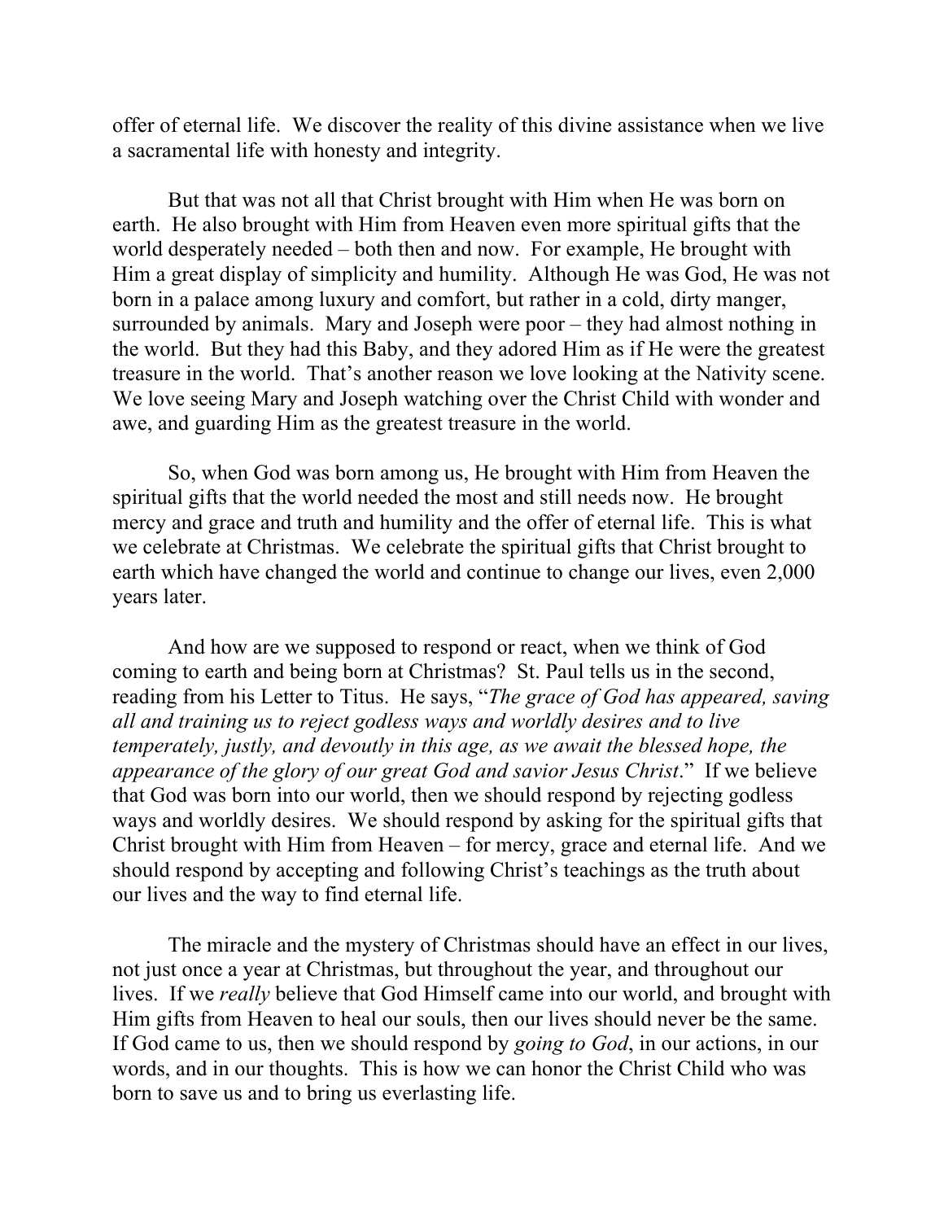offer of eternal life. We discover the reality of this divine assistance when we live a sacramental life with honesty and integrity.

But that was not all that Christ brought with Him when He was born on earth. He also brought with Him from Heaven even more spiritual gifts that the world desperately needed – both then and now. For example, He brought with Him a great display of simplicity and humility. Although He was God, He was not born in a palace among luxury and comfort, but rather in a cold, dirty manger, surrounded by animals. Mary and Joseph were poor – they had almost nothing in the world. But they had this Baby, and they adored Him as if He were the greatest treasure in the world. That's another reason we love looking at the Nativity scene. We love seeing Mary and Joseph watching over the Christ Child with wonder and awe, and guarding Him as the greatest treasure in the world.

So, when God was born among us, He brought with Him from Heaven the spiritual gifts that the world needed the most and still needs now. He brought mercy and grace and truth and humility and the offer of eternal life. This is what we celebrate at Christmas. We celebrate the spiritual gifts that Christ brought to earth which have changed the world and continue to change our lives, even 2,000 years later.

And how are we supposed to respond or react, when we think of God coming to earth and being born at Christmas? St. Paul tells us in the second, reading from his Letter to Titus. He says, "*The grace of God has appeared, saving all and training us to reject godless ways and worldly desires and to live temperately, justly, and devoutly in this age, as we await the blessed hope, the appearance of the glory of our great God and savior Jesus Christ*." If we believe that God was born into our world, then we should respond by rejecting godless ways and worldly desires. We should respond by asking for the spiritual gifts that Christ brought with Him from Heaven – for mercy, grace and eternal life. And we should respond by accepting and following Christ's teachings as the truth about our lives and the way to find eternal life.

The miracle and the mystery of Christmas should have an effect in our lives, not just once a year at Christmas, but throughout the year, and throughout our lives. If we *really* believe that God Himself came into our world, and brought with Him gifts from Heaven to heal our souls, then our lives should never be the same. If God came to us, then we should respond by *going to God*, in our actions, in our words, and in our thoughts. This is how we can honor the Christ Child who was born to save us and to bring us everlasting life.